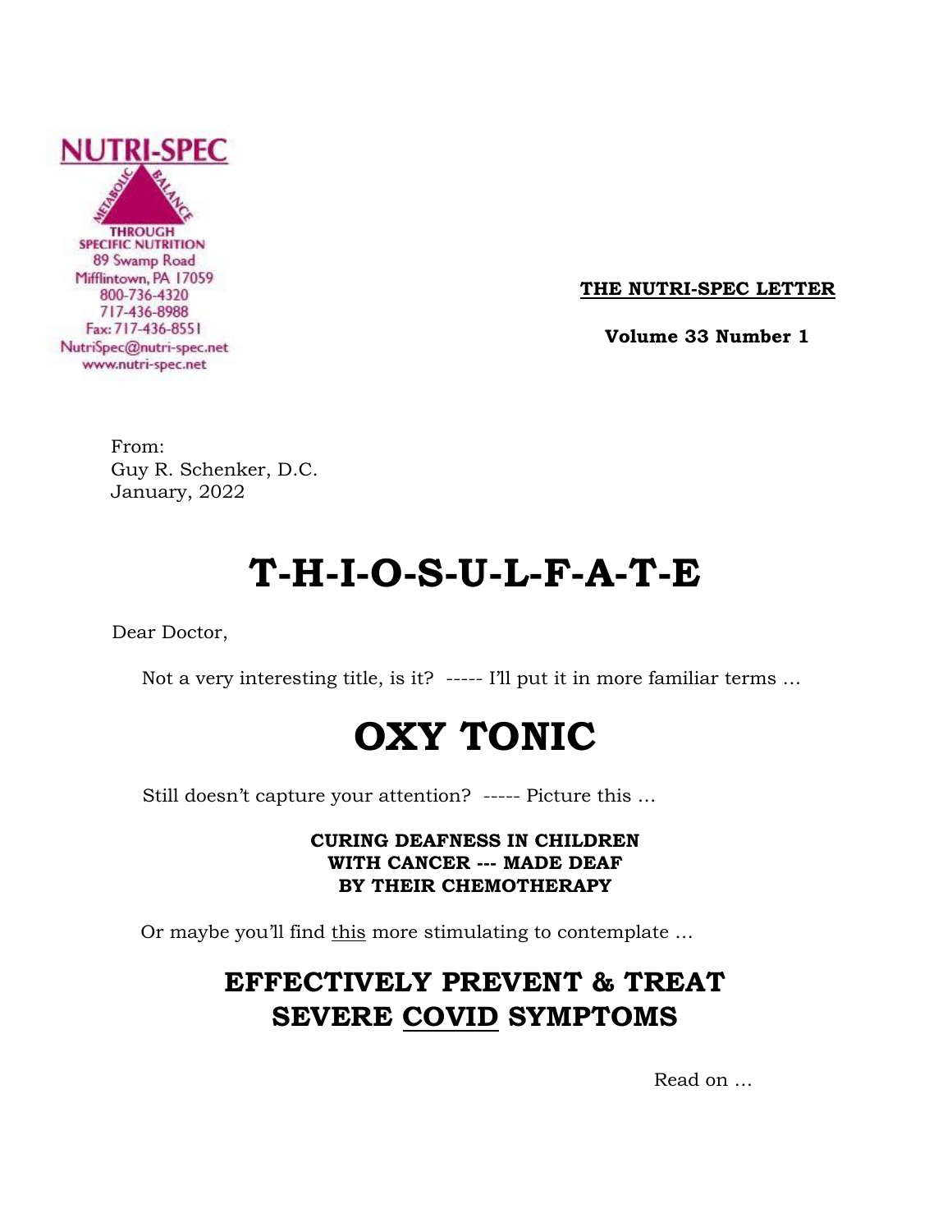**NUTRI-SPEC**

METABOLIC BALANCE

THROUGH SPECIFIC NUTRITION
89 Swamp Road
Mifflintown, PA 17059
800-736-4320
717-436-8988
Fax: 717-436-8551
NutriSpec@nutri-spec.net
www.nutri-spec.net

**THE NUTRI-SPEC LETTER**

**Volume 33 Number 1**

From:
Guy R. Schenker, D.C.
January, 2022

# T-H-I-O-S-U-L-F-A-T-E

Dear Doctor,

Not a very interesting title, is it? ----- I'll put it in more familiar terms …

# OXY TONIC

Still doesn't capture your attention? ----- Picture this …

**CURING DEAFNESS IN CHILDREN
WITH CANCER --- MADE DEAF
BY THEIR CHEMOTHERAPY**

Or maybe you'll find this more stimulating to contemplate …

## EFFECTIVELY PREVENT & TREAT SEVERE COVID SYMPTOMS

Read on …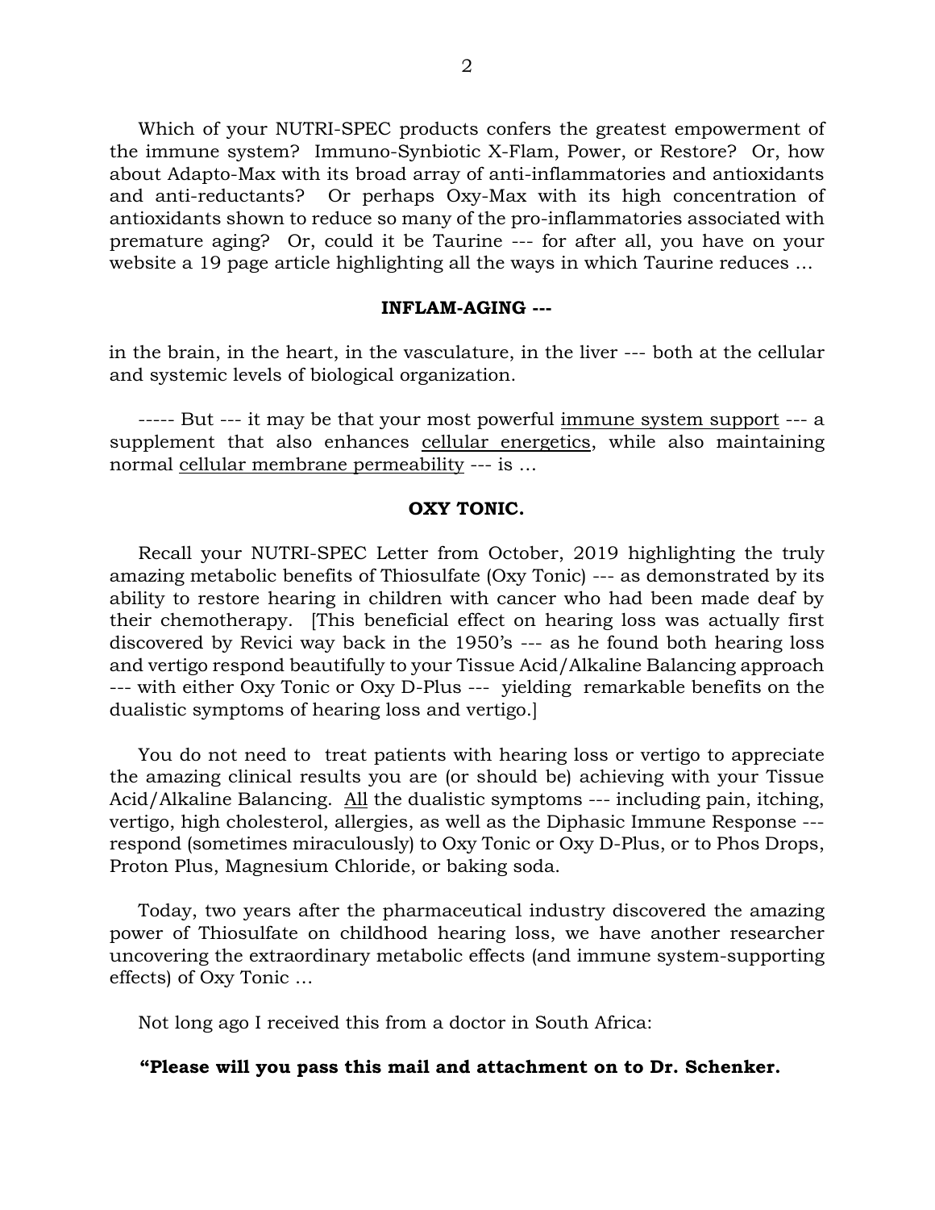Which of your NUTRI-SPEC products confers the greatest empowerment of the immune system? Immuno-Synbiotic X-Flam, Power, or Restore? Or, how about Adapto-Max with its broad array of anti-inflammatories and antioxidants and anti-reductants? Or perhaps Oxy-Max with its high concentration of antioxidants shown to reduce so many of the pro-inflammatories associated with premature aging? Or, could it be Taurine --- for after all, you have on your website a 19 page article highlighting all the ways in which Taurine reduces …

**INFLAM-AGING ---**

in the brain, in the heart, in the vasculature, in the liver --- both at the cellular and systemic levels of biological organization.

----- But --- it may be that your most powerful immune system support --- a supplement that also enhances cellular energetics, while also maintaining normal cellular membrane permeability --- is …

**OXY TONIC.**

Recall your NUTRI-SPEC Letter from October, 2019 highlighting the truly amazing metabolic benefits of Thiosulfate (Oxy Tonic) --- as demonstrated by its ability to restore hearing in children with cancer who had been made deaf by their chemotherapy. [This beneficial effect on hearing loss was actually first discovered by Revici way back in the 1950's --- as he found both hearing loss and vertigo respond beautifully to your Tissue Acid/Alkaline Balancing approach --- with either Oxy Tonic or Oxy D-Plus --- yielding remarkable benefits on the dualistic symptoms of hearing loss and vertigo.]

You do not need to treat patients with hearing loss or vertigo to appreciate the amazing clinical results you are (or should be) achieving with your Tissue Acid/Alkaline Balancing. All the dualistic symptoms --- including pain, itching, vertigo, high cholesterol, allergies, as well as the Diphasic Immune Response --- respond (sometimes miraculously) to Oxy Tonic or Oxy D-Plus, or to Phos Drops, Proton Plus, Magnesium Chloride, or baking soda.

Today, two years after the pharmaceutical industry discovered the amazing power of Thiosulfate on childhood hearing loss, we have another researcher uncovering the extraordinary metabolic effects (and immune system-supporting effects) of Oxy Tonic …

Not long ago I received this from a doctor in South Africa:

**"Please will you pass this mail and attachment on to Dr. Schenker.**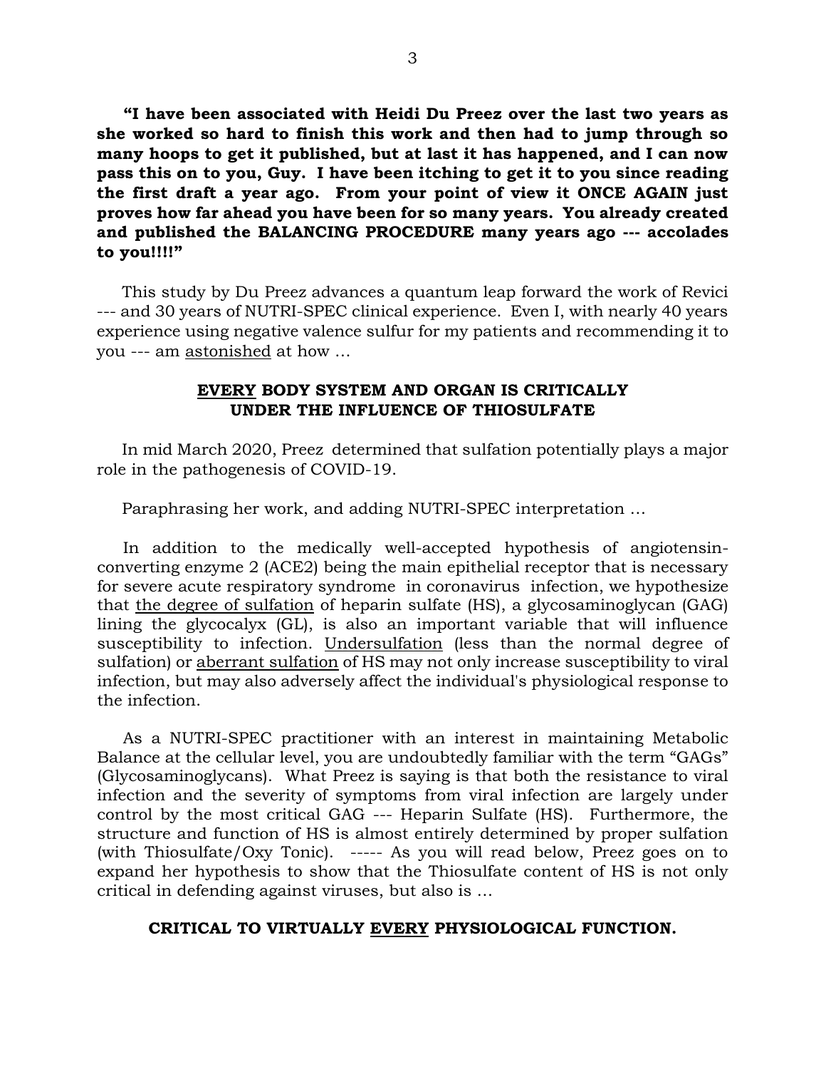**"I have been associated with Heidi Du Preez over the last two years as she worked so hard to finish this work and then had to jump through so many hoops to get it published, but at last it has happened, and I can now pass this on to you, Guy. I have been itching to get it to you since reading the first draft a year ago. From your point of view it ONCE AGAIN just proves how far ahead you have been for so many years. You already created and published the BALANCING PROCEDURE many years ago --- accolades to you!!!!"**

This study by Du Preez advances a quantum leap forward the work of Revici --- and 30 years of NUTRI-SPEC clinical experience. Even I, with nearly 40 years experience using negative valence sulfur for my patients and recommending it to you --- am <u>astonished</u> at how …

## <u>EVERY</u> BODY SYSTEM AND ORGAN IS CRITICALLY UNDER THE INFLUENCE OF THIOSULFATE

In mid March 2020, Preez determined that sulfation potentially plays a major role in the pathogenesis of COVID-19.

Paraphrasing her work, and adding NUTRI-SPEC interpretation …

In addition to the medically well-accepted hypothesis of angiotensin-converting enzyme 2 (ACE2) being the main epithelial receptor that is necessary for severe acute respiratory syndrome in coronavirus infection, we hypothesize that <u>the degree of sulfation</u> of heparin sulfate (HS), a glycosaminoglycan (GAG) lining the glycocalyx (GL), is also an important variable that will influence susceptibility to infection. <u>Undersulfation</u> (less than the normal degree of sulfation) or <u>aberrant sulfation</u> of HS may not only increase susceptibility to viral infection, but may also adversely affect the individual's physiological response to the infection.

As a NUTRI-SPEC practitioner with an interest in maintaining Metabolic Balance at the cellular level, you are undoubtedly familiar with the term "GAGs" (Glycosaminoglycans). What Preez is saying is that both the resistance to viral infection and the severity of symptoms from viral infection are largely under control by the most critical GAG --- Heparin Sulfate (HS). Furthermore, the structure and function of HS is almost entirely determined by proper sulfation (with Thiosulfate/Oxy Tonic). ----- As you will read below, Preez goes on to expand her hypothesis to show that the Thiosulfate content of HS is not only critical in defending against viruses, but also is …

## CRITICAL TO VIRTUALLY <u>EVERY</u> PHYSIOLOGICAL FUNCTION.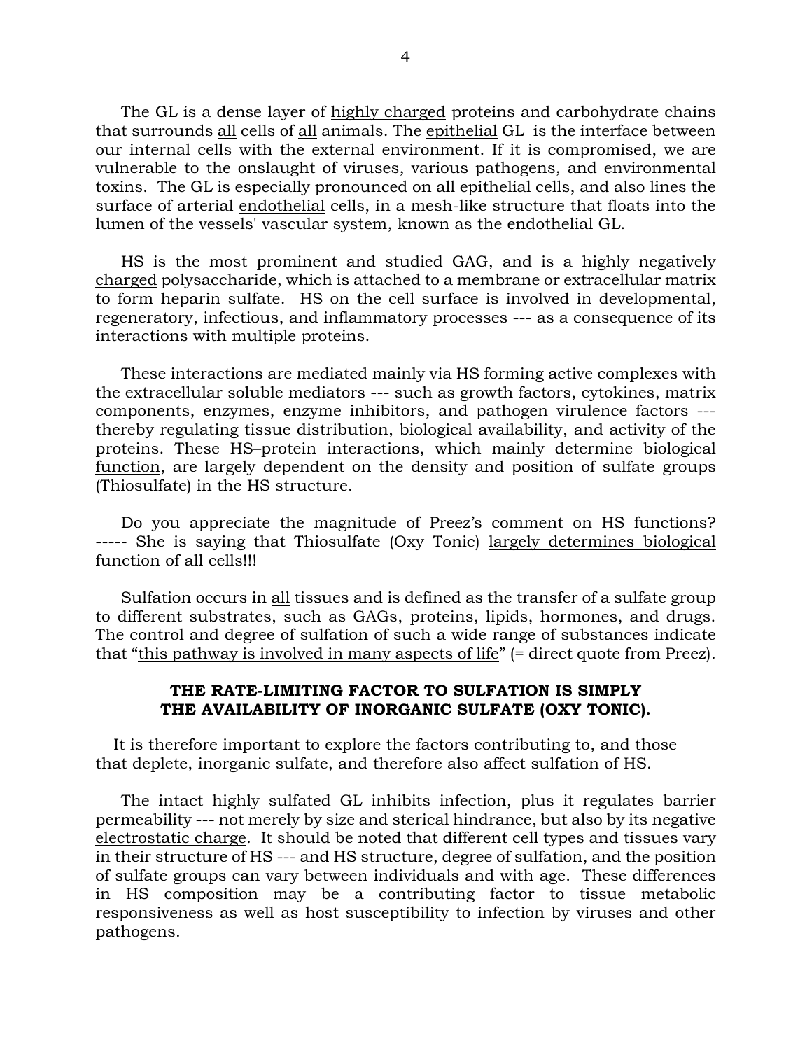The GL is a dense layer of <u>highly charged</u> proteins and carbohydrate chains that surrounds <u>all</u> cells of <u>all</u> animals. The <u>epithelial</u> GL is the interface between our internal cells with the external environment. If it is compromised, we are vulnerable to the onslaught of viruses, various pathogens, and environmental toxins. The GL is especially pronounced on all epithelial cells, and also lines the surface of arterial <u>endothelial</u> cells, in a mesh-like structure that floats into the lumen of the vessels' vascular system, known as the endothelial GL.

HS is the most prominent and studied GAG, and is a <u>highly negatively charged</u> polysaccharide, which is attached to a membrane or extracellular matrix to form heparin sulfate. HS on the cell surface is involved in developmental, regeneratory, infectious, and inflammatory processes --- as a consequence of its interactions with multiple proteins.

These interactions are mediated mainly via HS forming active complexes with the extracellular soluble mediators --- such as growth factors, cytokines, matrix components, enzymes, enzyme inhibitors, and pathogen virulence factors --- thereby regulating tissue distribution, biological availability, and activity of the proteins. These HS–protein interactions, which mainly <u>determine biological function</u>, are largely dependent on the density and position of sulfate groups (Thiosulfate) in the HS structure.

Do you appreciate the magnitude of Preez's comment on HS functions? ----- She is saying that Thiosulfate (Oxy Tonic) <u>largely determines biological function of all cells!!!</u>

Sulfation occurs in <u>all</u> tissues and is defined as the transfer of a sulfate group to different substrates, such as GAGs, proteins, lipids, hormones, and drugs. The control and degree of sulfation of such a wide range of substances indicate that "<u>this pathway is involved in many aspects of life</u>" (= direct quote from Preez).

**THE RATE-LIMITING FACTOR TO SULFATION IS SIMPLY THE AVAILABILITY OF INORGANIC SULFATE (OXY TONIC).**

It is therefore important to explore the factors contributing to, and those that deplete, inorganic sulfate, and therefore also affect sulfation of HS.

The intact highly sulfated GL inhibits infection, plus it regulates barrier permeability --- not merely by size and sterical hindrance, but also by its <u>negative electrostatic charge</u>. It should be noted that different cell types and tissues vary in their structure of HS --- and HS structure, degree of sulfation, and the position of sulfate groups can vary between individuals and with age. These differences in HS composition may be a contributing factor to tissue metabolic responsiveness as well as host susceptibility to infection by viruses and other pathogens.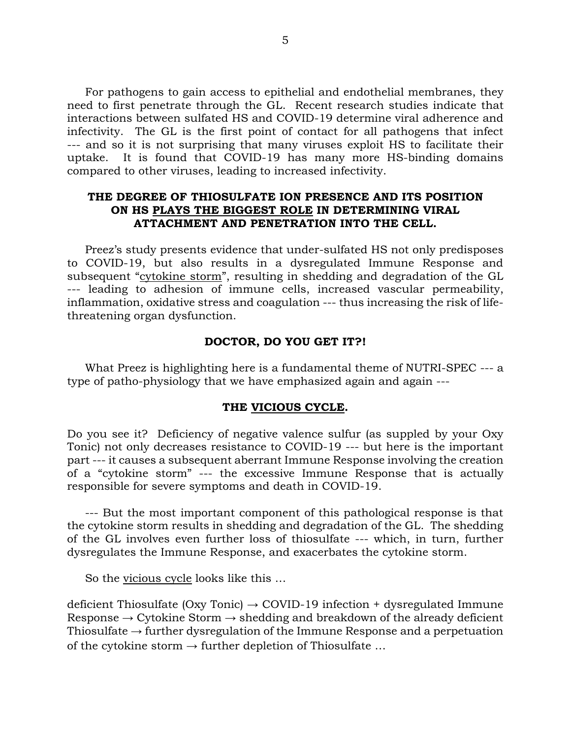For pathogens to gain access to epithelial and endothelial membranes, they need to first penetrate through the GL. Recent research studies indicate that interactions between sulfated HS and COVID-19 determine viral adherence and infectivity. The GL is the first point of contact for all pathogens that infect --- and so it is not surprising that many viruses exploit HS to facilitate their uptake. It is found that COVID-19 has many more HS-binding domains compared to other viruses, leading to increased infectivity.

**THE DEGREE OF THIOSULFATE ION PRESENCE AND ITS POSITION ON HS <u>PLAYS THE BIGGEST ROLE</u> IN DETERMINING VIRAL ATTACHMENT AND PENETRATION INTO THE CELL.**

Preez's study presents evidence that under-sulfated HS not only predisposes to COVID-19, but also results in a dysregulated Immune Response and subsequent "<u>cytokine storm</u>", resulting in shedding and degradation of the GL --- leading to adhesion of immune cells, increased vascular permeability, inflammation, oxidative stress and coagulation --- thus increasing the risk of life-threatening organ dysfunction.

**DOCTOR, DO YOU GET IT?!**

What Preez is highlighting here is a fundamental theme of NUTRI-SPEC --- a type of patho-physiology that we have emphasized again and again ---

**THE <u>VICIOUS CYCLE</u>.**

Do you see it? Deficiency of negative valence sulfur (as suppled by your Oxy Tonic) not only decreases resistance to COVID-19 --- but here is the important part --- it causes a subsequent aberrant Immune Response involving the creation of a "cytokine storm" --- the excessive Immune Response that is actually responsible for severe symptoms and death in COVID-19.

--- But the most important component of this pathological response is that the cytokine storm results in shedding and degradation of the GL. The shedding of the GL involves even further loss of thiosulfate --- which, in turn, further dysregulates the Immune Response, and exacerbates the cytokine storm.

So the <u>vicious cycle</u> looks like this …

deficient Thiosulfate (Oxy Tonic) → COVID-19 infection + dysregulated Immune Response → Cytokine Storm → shedding and breakdown of the already deficient Thiosulfate → further dysregulation of the Immune Response and a perpetuation of the cytokine storm → further depletion of Thiosulfate …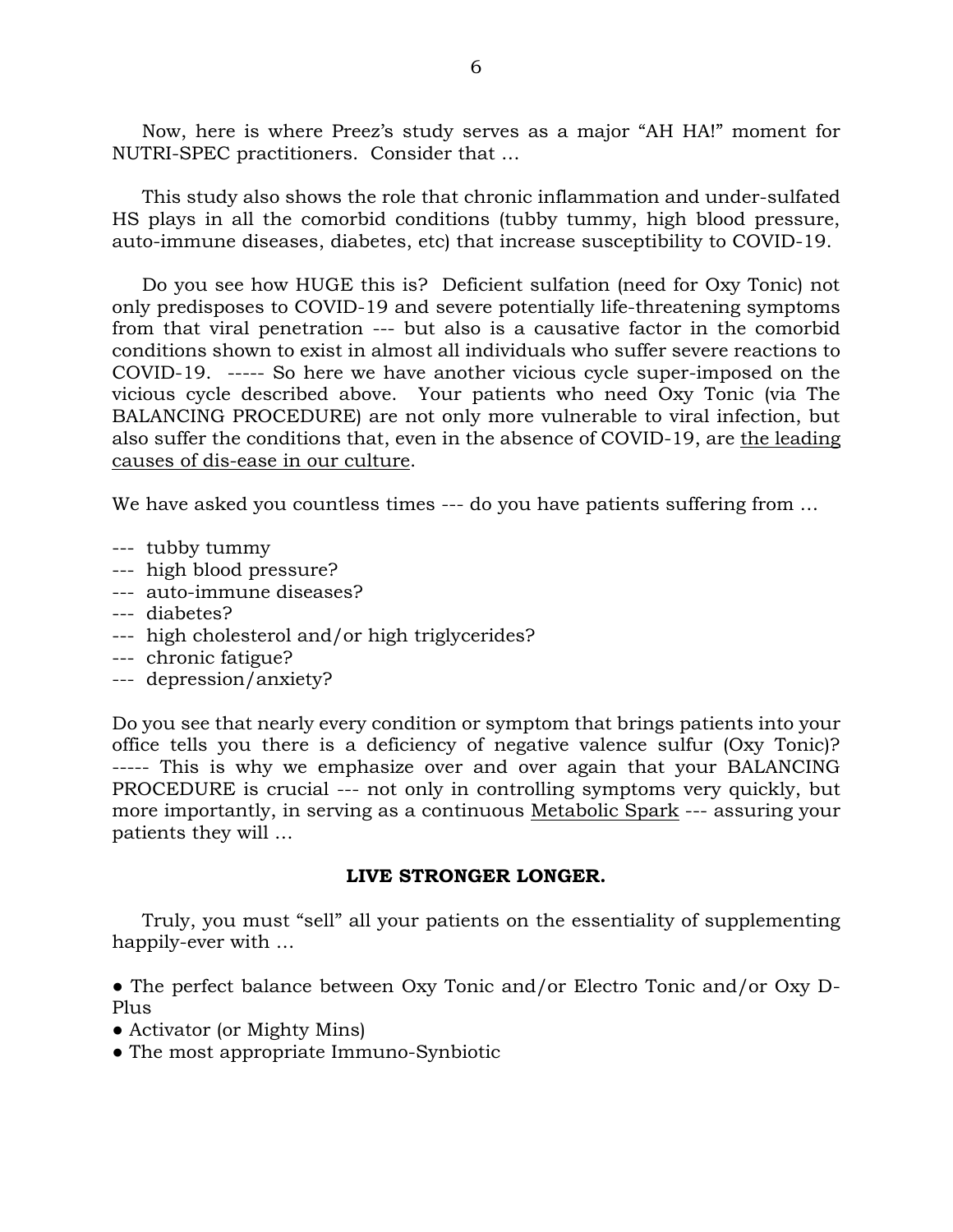Now, here is where Preez's study serves as a major "AH HA!" moment for NUTRI-SPEC practitioners. Consider that …

This study also shows the role that chronic inflammation and under-sulfated HS plays in all the comorbid conditions (tubby tummy, high blood pressure, auto-immune diseases, diabetes, etc) that increase susceptibility to COVID-19.

Do you see how HUGE this is? Deficient sulfation (need for Oxy Tonic) not only predisposes to COVID-19 and severe potentially life-threatening symptoms from that viral penetration --- but also is a causative factor in the comorbid conditions shown to exist in almost all individuals who suffer severe reactions to COVID-19. ----- So here we have another vicious cycle super-imposed on the vicious cycle described above. Your patients who need Oxy Tonic (via The BALANCING PROCEDURE) are not only more vulnerable to viral infection, but also suffer the conditions that, even in the absence of COVID-19, are <u>the leading causes of dis-ease in our culture</u>.

We have asked you countless times --- do you have patients suffering from …

--- tubby tummy
--- high blood pressure?
--- auto-immune diseases?
--- diabetes?
--- high cholesterol and/or high triglycerides?
--- chronic fatigue?
--- depression/anxiety?

Do you see that nearly every condition or symptom that brings patients into your office tells you there is a deficiency of negative valence sulfur (Oxy Tonic)? ----- This is why we emphasize over and over again that your BALANCING PROCEDURE is crucial --- not only in controlling symptoms very quickly, but more importantly, in serving as a continuous <u>Metabolic Spark</u> --- assuring your patients they will …

**LIVE STRONGER LONGER.**

Truly, you must "sell" all your patients on the essentiality of supplementing happily-ever with …

- The perfect balance between Oxy Tonic and/or Electro Tonic and/or Oxy D-Plus
- Activator (or Mighty Mins)
- The most appropriate Immuno-Synbiotic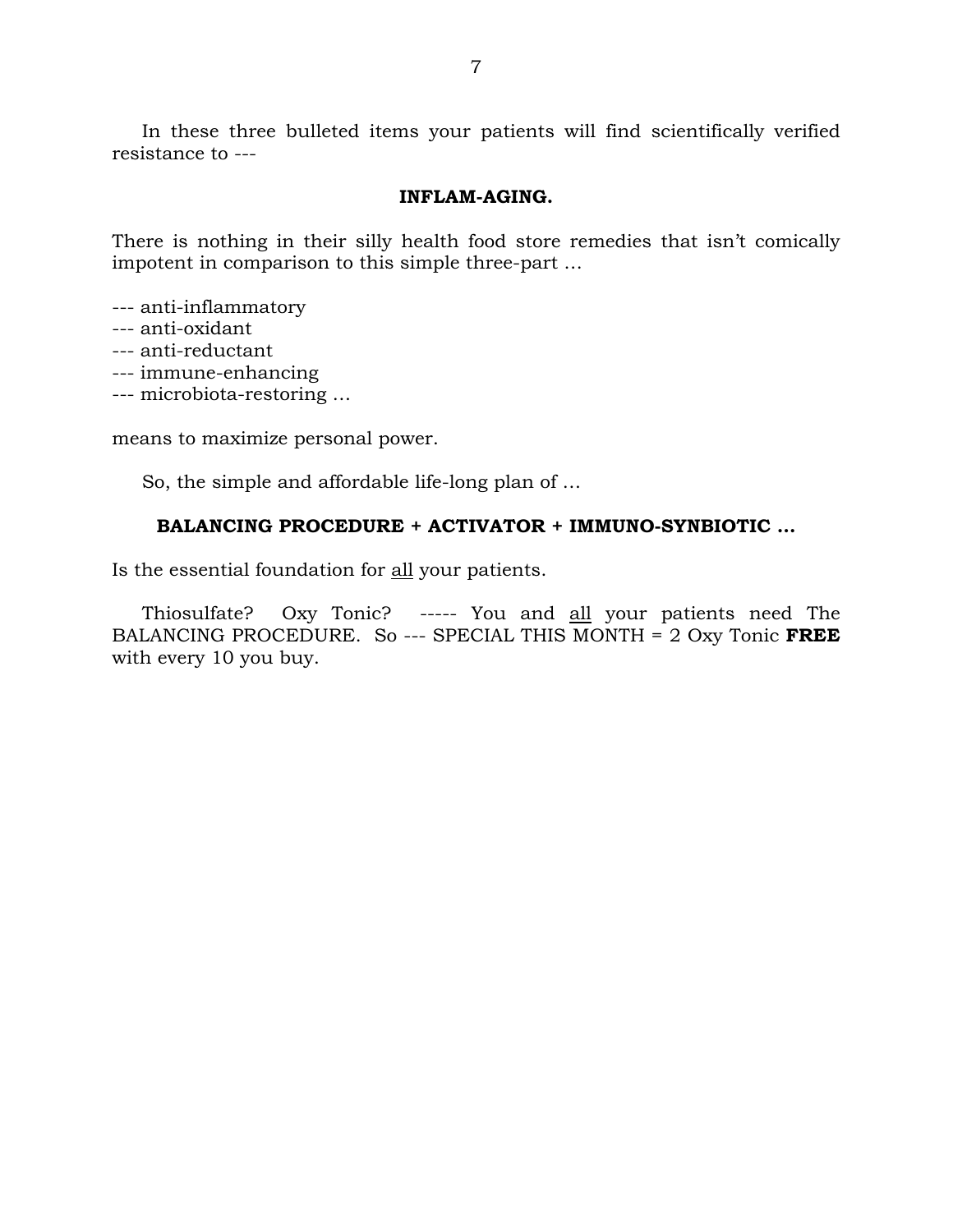In these three bulleted items your patients will find scientifically verified resistance to ---

**INFLAM-AGING.**

There is nothing in their silly health food store remedies that isn't comically impotent in comparison to this simple three-part …

--- anti-inflammatory
--- anti-oxidant
--- anti-reductant
--- immune-enhancing
--- microbiota-restoring …

means to maximize personal power.

So, the simple and affordable life-long plan of …

**BALANCING PROCEDURE + ACTIVATOR + IMMUNO-SYNBIOTIC …**

Is the essential foundation for <u>all</u> your patients.

Thiosulfate? Oxy Tonic? ----- You and <u>all</u> your patients need The BALANCING PROCEDURE. So --- SPECIAL THIS MONTH = 2 Oxy Tonic **FREE** with every 10 you buy.